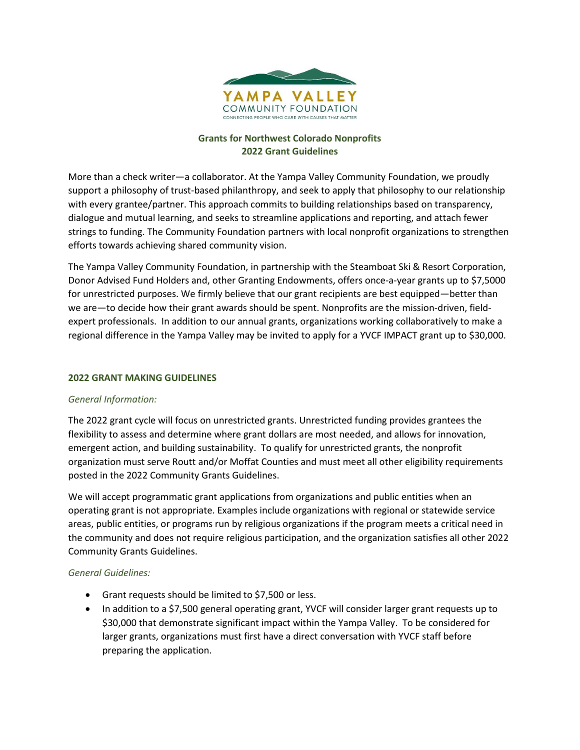YAMPA VALLEY
COMMUNITY FOUNDATION
CONNECTING PEOPLE WHO CARE WITH CAUSES THAT MATTER

## Grants for Northwest Colorado Nonprofits
## 2022 Grant Guidelines

More than a check writer—a collaborator. At the Yampa Valley Community Foundation, we proudly support a philosophy of trust-based philanthropy, and seek to apply that philosophy to our relationship with every grantee/partner. This approach commits to building relationships based on transparency, dialogue and mutual learning, and seeks to streamline applications and reporting, and attach fewer strings to funding. The Community Foundation partners with local nonprofit organizations to strengthen efforts towards achieving shared community vision.

The Yampa Valley Community Foundation, in partnership with the Steamboat Ski & Resort Corporation, Donor Advised Fund Holders and, other Granting Endowments, offers once-a-year grants up to $7,5000 for unrestricted purposes. We firmly believe that our grant recipients are best equipped—better than we are—to decide how their grant awards should be spent. Nonprofits are the mission-driven, field-expert professionals. In addition to our annual grants, organizations working collaboratively to make a regional difference in the Yampa Valley may be invited to apply for a YVCF IMPACT grant up to $30,000.

### 2022 GRANT MAKING GUIDELINES

*General Information:*

The 2022 grant cycle will focus on unrestricted grants. Unrestricted funding provides grantees the flexibility to assess and determine where grant dollars are most needed, and allows for innovation, emergent action, and building sustainability. To qualify for unrestricted grants, the nonprofit organization must serve Routt and/or Moffat Counties and must meet all other eligibility requirements posted in the 2022 Community Grants Guidelines.

We will accept programmatic grant applications from organizations and public entities when an operating grant is not appropriate. Examples include organizations with regional or statewide service areas, public entities, or programs run by religious organizations if the program meets a critical need in the community and does not require religious participation, and the organization satisfies all other 2022 Community Grants Guidelines.

*General Guidelines:*

- Grant requests should be limited to $7,500 or less.
- In addition to a $7,500 general operating grant, YVCF will consider larger grant requests up to $30,000 that demonstrate significant impact within the Yampa Valley. To be considered for larger grants, organizations must first have a direct conversation with YVCF staff before preparing the application.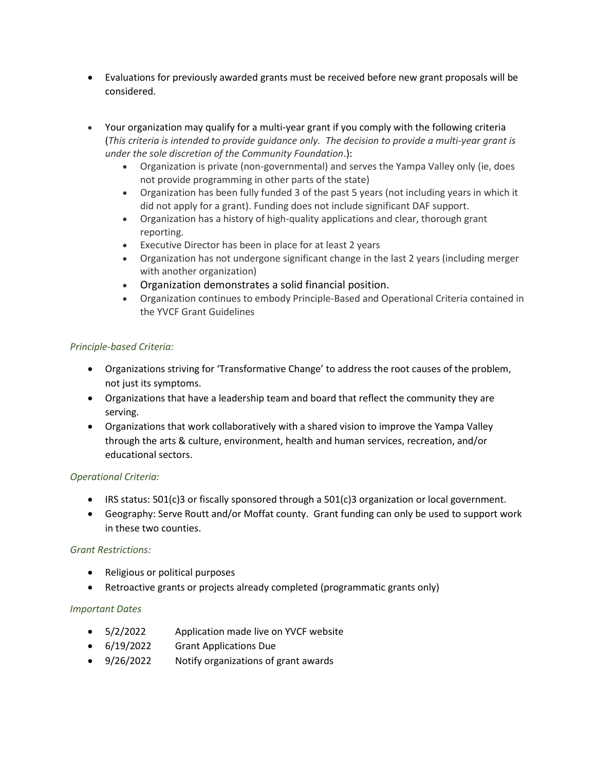- Evaluations for previously awarded grants must be received before new grant proposals will be considered.

- Your organization may qualify for a multi-year grant if you comply with the following criteria (*This criteria is intended to provide guidance only. The decision to provide a multi-year grant is under the sole discretion of the Community Foundation*.):
    - Organization is private (non-governmental) and serves the Yampa Valley only (ie, does not provide programming in other parts of the state)
    - Organization has been fully funded 3 of the past 5 years (not including years in which it did not apply for a grant). Funding does not include significant DAF support.
    - Organization has a history of high-quality applications and clear, thorough grant reporting.
    - Executive Director has been in place for at least 2 years
    - Organization has not undergone significant change in the last 2 years (including merger with another organization)
    - Organization demonstrates a solid financial position.
    - Organization continues to embody Principle-Based and Operational Criteria contained in the YVCF Grant Guidelines

*Principle-based Criteria:*

- Organizations striving for 'Transformative Change' to address the root causes of the problem, not just its symptoms.
- Organizations that have a leadership team and board that reflect the community they are serving.
- Organizations that work collaboratively with a shared vision to improve the Yampa Valley through the arts & culture, environment, health and human services, recreation, and/or educational sectors.

*Operational Criteria:*

- IRS status: 501(c)3 or fiscally sponsored through a 501(c)3 organization or local government.
- Geography: Serve Routt and/or Moffat county. Grant funding can only be used to support work in these two counties.

*Grant Restrictions:*

- Religious or political purposes
- Retroactive grants or projects already completed (programmatic grants only)

*Important Dates*

- 5/2/2022 Application made live on YVCF website
- 6/19/2022 Grant Applications Due
- 9/26/2022 Notify organizations of grant awards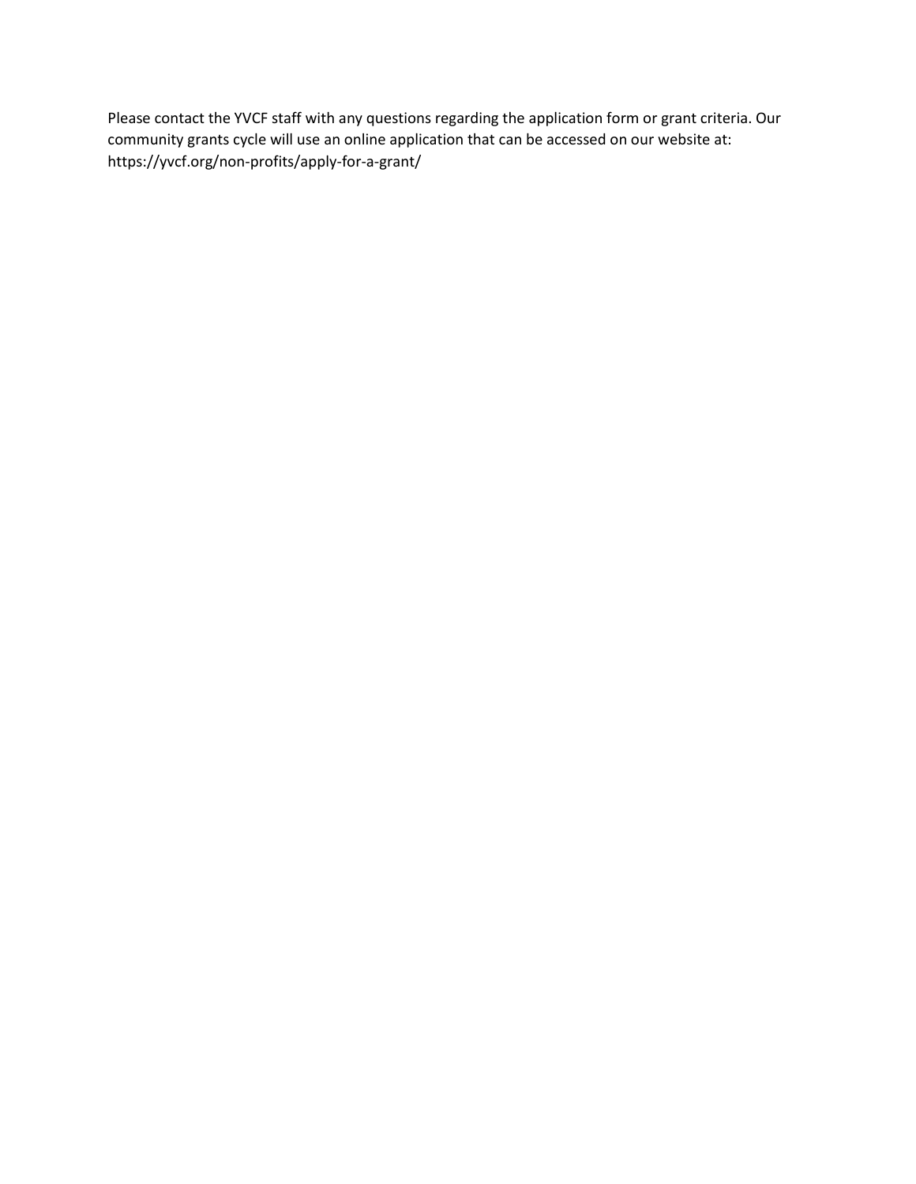Please contact the YVCF staff with any questions regarding the application form or grant criteria. Our community grants cycle will use an online application that can be accessed on our website at: https://yvcf.org/non-profits/apply-for-a-grant/